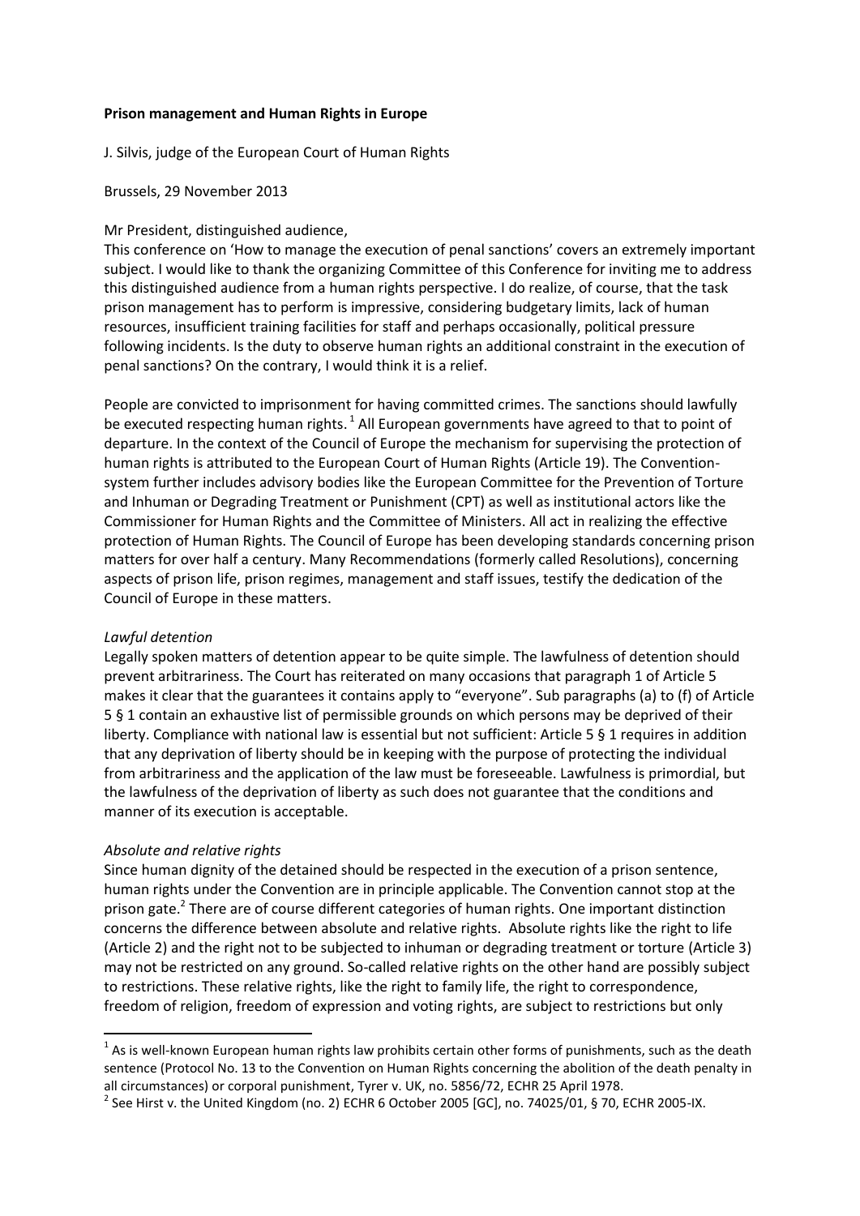**Prison management and Human Rights in Europe**

J. Silvis, judge of the European Court of Human Rights

Brussels, 29 November 2013

Mr President, distinguished audience,

This conference on 'How to manage the execution of penal sanctions' covers an extremely important subject. I would like to thank the organizing Committee of this Conference for inviting me to address this distinguished audience from a human rights perspective. I do realize, of course, that the task prison management has to perform is impressive, considering budgetary limits, lack of human resources, insufficient training facilities for staff and perhaps occasionally, political pressure following incidents. Is the duty to observe human rights an additional constraint in the execution of penal sanctions? On the contrary, I would think it is a relief.

People are convicted to imprisonment for having committed crimes. The sanctions should lawfully be executed respecting human rights.[1] All European governments have agreed to that to point of departure. In the context of the Council of Europe the mechanism for supervising the protection of human rights is attributed to the European Court of Human Rights (Article 19). The Convention-system further includes advisory bodies like the European Committee for the Prevention of Torture and Inhuman or Degrading Treatment or Punishment (CPT) as well as institutional actors like the Commissioner for Human Rights and the Committee of Ministers. All act in realizing the effective protection of Human Rights. The Council of Europe has been developing standards concerning prison matters for over half a century. Many Recommendations (formerly called Resolutions), concerning aspects of prison life, prison regimes, management and staff issues, testify the dedication of the Council of Europe in these matters.

*Lawful detention*

Legally spoken matters of detention appear to be quite simple. The lawfulness of detention should prevent arbitrariness. The Court has reiterated on many occasions that paragraph 1 of Article 5 makes it clear that the guarantees it contains apply to "everyone". Sub paragraphs (a) to (f) of Article 5 § 1 contain an exhaustive list of permissible grounds on which persons may be deprived of their liberty. Compliance with national law is essential but not sufficient: Article 5 § 1 requires in addition that any deprivation of liberty should be in keeping with the purpose of protecting the individual from arbitrariness and the application of the law must be foreseeable. Lawfulness is primordial, but the lawfulness of the deprivation of liberty as such does not guarantee that the conditions and manner of its execution is acceptable.

*Absolute and relative rights*

Since human dignity of the detained should be respected in the execution of a prison sentence, human rights under the Convention are in principle applicable. The Convention cannot stop at the prison gate.[2] There are of course different categories of human rights. One important distinction concerns the difference between absolute and relative rights. Absolute rights like the right to life (Article 2) and the right not to be subjected to inhuman or degrading treatment or torture (Article 3) may not be restricted on any ground. So-called relative rights on the other hand are possibly subject to restrictions. These relative rights, like the right to family life, the right to correspondence, freedom of religion, freedom of expression and voting rights, are subject to restrictions but only

---

[1] As is well-known European human rights law prohibits certain other forms of punishments, such as the death sentence (Protocol No. 13 to the Convention on Human Rights concerning the abolition of the death penalty in all circumstances) or corporal punishment, Tyrer v. UK, no. 5856/72, ECHR 25 April 1978.

[2] See Hirst v. the United Kingdom (no. 2) ECHR 6 October 2005 [GC], no. 74025/01, § 70, ECHR 2005-IX.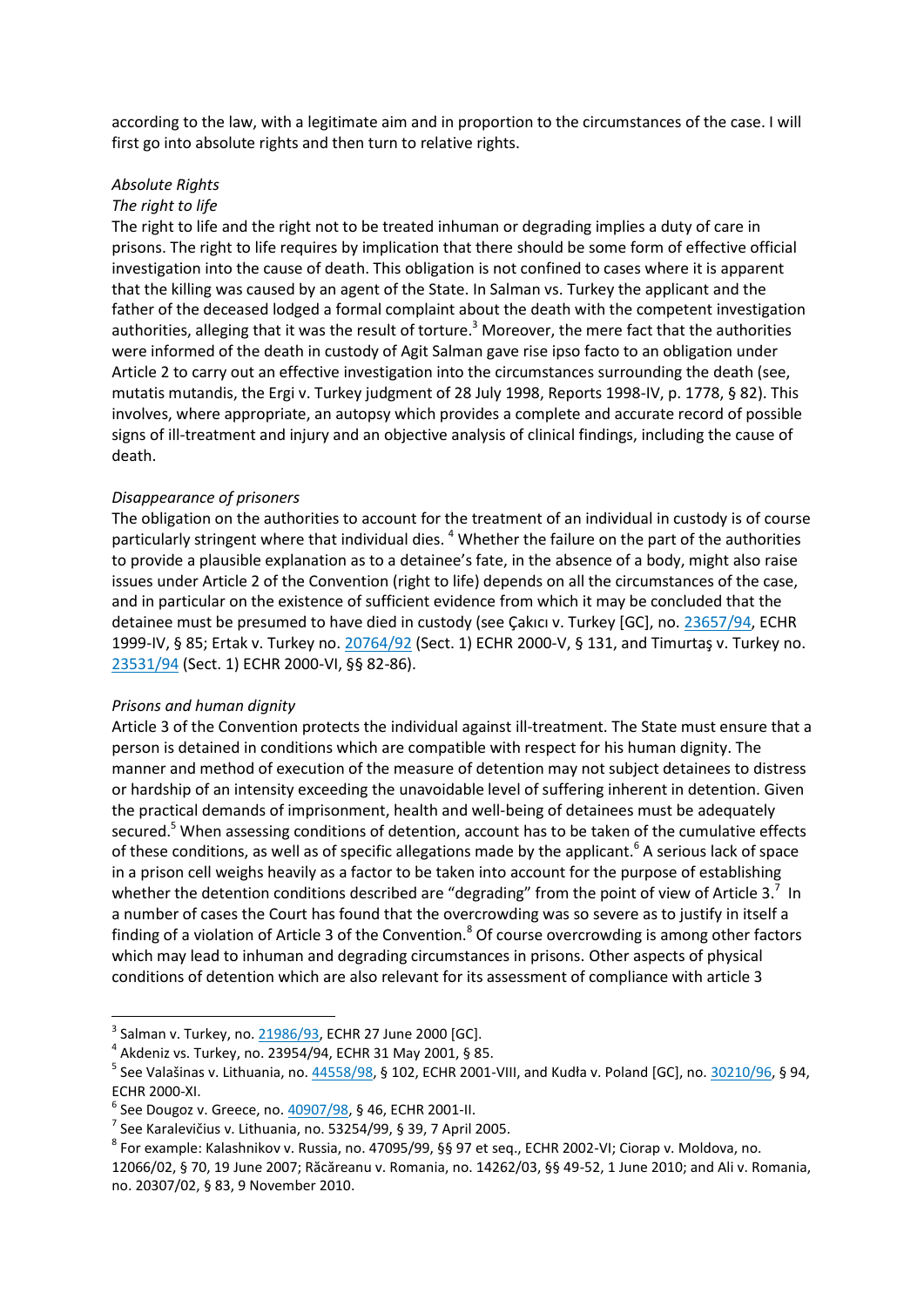according to the law, with a legitimate aim and in proportion to the circumstances of the case. I will first go into absolute rights and then turn to relative rights.

*Absolute Rights*

*The right to life*

The right to life and the right not to be treated inhuman or degrading implies a duty of care in prisons. The right to life requires by implication that there should be some form of effective official investigation into the cause of death. This obligation is not confined to cases where it is apparent that the killing was caused by an agent of the State. In Salman vs. Turkey the applicant and the father of the deceased lodged a formal complaint about the death with the competent investigation authorities, alleging that it was the result of torture.[3] Moreover, the mere fact that the authorities were informed of the death in custody of Agit Salman gave rise ipso facto to an obligation under Article 2 to carry out an effective investigation into the circumstances surrounding the death (see, mutatis mutandis, the Ergi v. Turkey judgment of 28 July 1998, Reports 1998-IV, p. 1778, § 82). This involves, where appropriate, an autopsy which provides a complete and accurate record of possible signs of ill-treatment and injury and an objective analysis of clinical findings, including the cause of death.

*Disappearance of prisoners*

The obligation on the authorities to account for the treatment of an individual in custody is of course particularly stringent where that individual dies. [4] Whether the failure on the part of the authorities to provide a plausible explanation as to a detainee's fate, in the absence of a body, might also raise issues under Article 2 of the Convention (right to life) depends on all the circumstances of the case, and in particular on the existence of sufficient evidence from which it may be concluded that the detainee must be presumed to have died in custody (see Çakıcı v. Turkey [GC], no. 23657/94, ECHR 1999-IV, § 85; Ertak v. Turkey no. 20764/92 (Sect. 1) ECHR 2000-V, § 131, and Timurtaş v. Turkey no. 23531/94 (Sect. 1) ECHR 2000-VI, §§ 82-86).

*Prisons and human dignity*

Article 3 of the Convention protects the individual against ill-treatment. The State must ensure that a person is detained in conditions which are compatible with respect for his human dignity. The manner and method of execution of the measure of detention may not subject detainees to distress or hardship of an intensity exceeding the unavoidable level of suffering inherent in detention. Given the practical demands of imprisonment, health and well-being of detainees must be adequately secured.[5] When assessing conditions of detention, account has to be taken of the cumulative effects of these conditions, as well as of specific allegations made by the applicant.[6] A serious lack of space in a prison cell weighs heavily as a factor to be taken into account for the purpose of establishing whether the detention conditions described are "degrading" from the point of view of Article 3.[7] In a number of cases the Court has found that the overcrowding was so severe as to justify in itself a finding of a violation of Article 3 of the Convention.[8] Of course overcrowding is among other factors which may lead to inhuman and degrading circumstances in prisons. Other aspects of physical conditions of detention which are also relevant for its assessment of compliance with article 3

---

[3] Salman v. Turkey, no. 21986/93, ECHR 27 June 2000 [GC].

[4] Akdeniz vs. Turkey, no. 23954/94, ECHR 31 May 2001, § 85.

[5] See Valašinas v. Lithuania, no. 44558/98, § 102, ECHR 2001-VIII, and Kudła v. Poland [GC], no. 30210/96, § 94, ECHR 2000-XI.

[6] See Dougoz v. Greece, no. 40907/98, § 46, ECHR 2001-II.

[7] See Karalevičius v. Lithuania, no. 53254/99, § 39, 7 April 2005.

[8] For example: Kalashnikov v. Russia, no. 47095/99, §§ 97 et seq., ECHR 2002-VI; Ciorap v. Moldova, no. 12066/02, § 70, 19 June 2007; Răcăreanu v. Romania, no. 14262/03, §§ 49-52, 1 June 2010; and Ali v. Romania, no. 20307/02, § 83, 9 November 2010.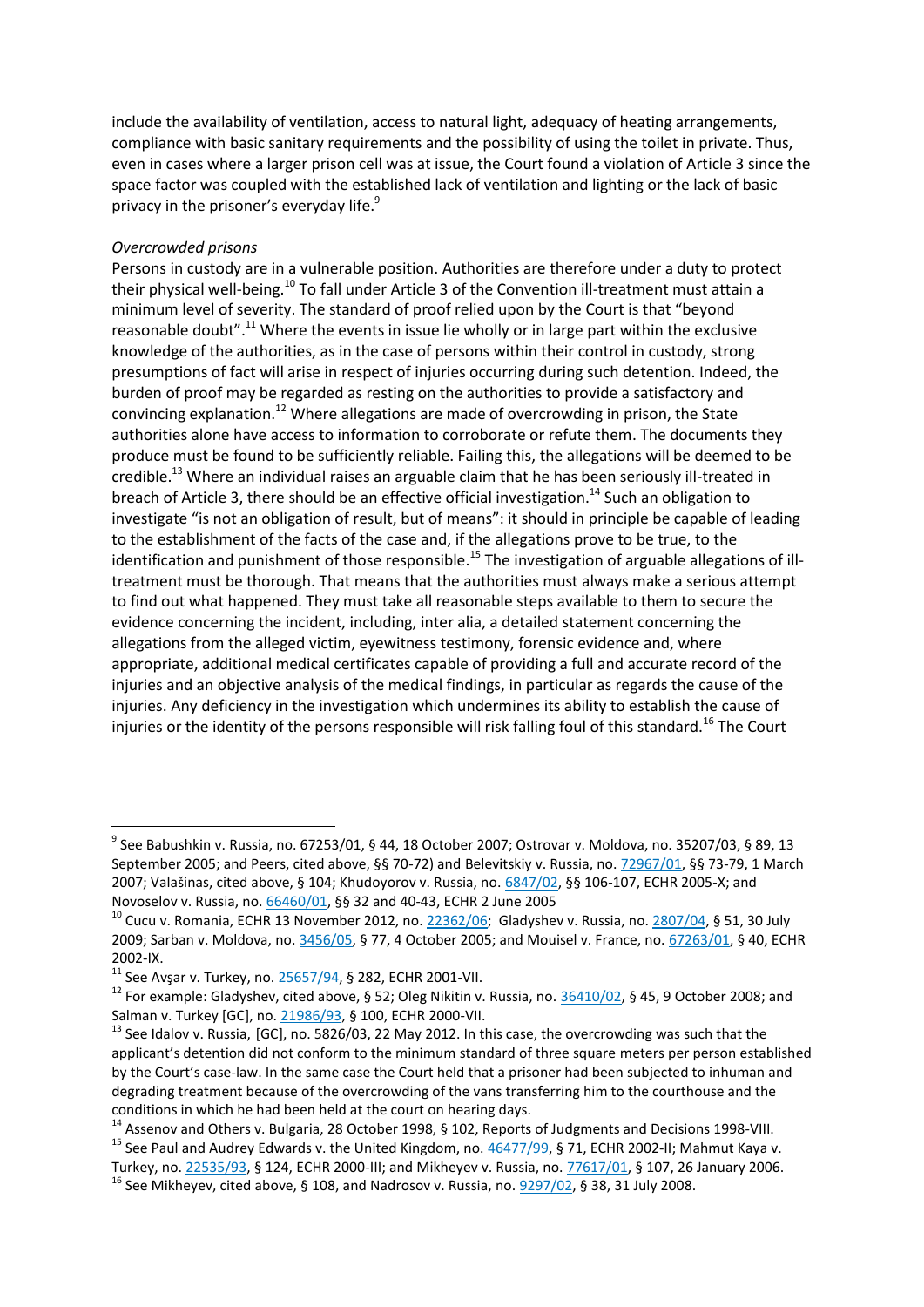include the availability of ventilation, access to natural light, adequacy of heating arrangements, compliance with basic sanitary requirements and the possibility of using the toilet in private. Thus, even in cases where a larger prison cell was at issue, the Court found a violation of Article 3 since the space factor was coupled with the established lack of ventilation and lighting or the lack of basic privacy in the prisoner's everyday life.[9]

*Overcrowded prisons*

Persons in custody are in a vulnerable position. Authorities are therefore under a duty to protect their physical well-being.[10] To fall under Article 3 of the Convention ill-treatment must attain a minimum level of severity. The standard of proof relied upon by the Court is that "beyond reasonable doubt".[11] Where the events in issue lie wholly or in large part within the exclusive knowledge of the authorities, as in the case of persons within their control in custody, strong presumptions of fact will arise in respect of injuries occurring during such detention. Indeed, the burden of proof may be regarded as resting on the authorities to provide a satisfactory and convincing explanation.[12] Where allegations are made of overcrowding in prison, the State authorities alone have access to information to corroborate or refute them. The documents they produce must be found to be sufficiently reliable. Failing this, the allegations will be deemed to be credible.[13] Where an individual raises an arguable claim that he has been seriously ill-treated in breach of Article 3, there should be an effective official investigation.[14] Such an obligation to investigate "is not an obligation of result, but of means": it should in principle be capable of leading to the establishment of the facts of the case and, if the allegations prove to be true, to the identification and punishment of those responsible.[15] The investigation of arguable allegations of ill-treatment must be thorough. That means that the authorities must always make a serious attempt to find out what happened. They must take all reasonable steps available to them to secure the evidence concerning the incident, including, inter alia, a detailed statement concerning the allegations from the alleged victim, eyewitness testimony, forensic evidence and, where appropriate, additional medical certificates capable of providing a full and accurate record of the injuries and an objective analysis of the medical findings, in particular as regards the cause of the injuries. Any deficiency in the investigation which undermines its ability to establish the cause of injuries or the identity of the persons responsible will risk falling foul of this standard.[16] The Court

---

[9] See Babushkin v. Russia, no. 67253/01, § 44, 18 October 2007; Ostrovar v. Moldova, no. 35207/03, § 89, 13 September 2005; and Peers, cited above, §§ 70-72) and Belevitskiy v. Russia, no. 72967/01, §§ 73-79, 1 March 2007; Valašinas, cited above, § 104; Khudoyorov v. Russia, no. 6847/02, §§ 106-107, ECHR 2005-X; and Novoselov v. Russia, no. 66460/01, §§ 32 and 40-43, ECHR 2 June 2005

[10] Cucu v. Romania, ECHR 13 November 2012, no. 22362/06; Gladyshev v. Russia, no. 2807/04, § 51, 30 July 2009; Sarban v. Moldova, no. 3456/05, § 77, 4 October 2005; and Mouisel v. France, no. 67263/01, § 40, ECHR 2002-IX.

[11] See Avşar v. Turkey, no. 25657/94, § 282, ECHR 2001-VII.

[12] For example: Gladyshev, cited above, § 52; Oleg Nikitin v. Russia, no. 36410/02, § 45, 9 October 2008; and Salman v. Turkey [GC], no. 21986/93, § 100, ECHR 2000-VII.

[13] See Idalov v. Russia, [GC], no. 5826/03, 22 May 2012. In this case, the overcrowding was such that the applicant's detention did not conform to the minimum standard of three square meters per person established by the Court's case-law. In the same case the Court held that a prisoner had been subjected to inhuman and degrading treatment because of the overcrowding of the vans transferring him to the courthouse and the conditions in which he had been held at the court on hearing days.

[14] Assenov and Others v. Bulgaria, 28 October 1998, § 102, Reports of Judgments and Decisions 1998-VIII.

[15] See Paul and Audrey Edwards v. the United Kingdom, no. 46477/99, § 71, ECHR 2002-II; Mahmut Kaya v. Turkey, no. 22535/93, § 124, ECHR 2000-III; and Mikheyev v. Russia, no. 77617/01, § 107, 26 January 2006.

[16] See Mikheyev, cited above, § 108, and Nadrosov v. Russia, no. 9297/02, § 38, 31 July 2008.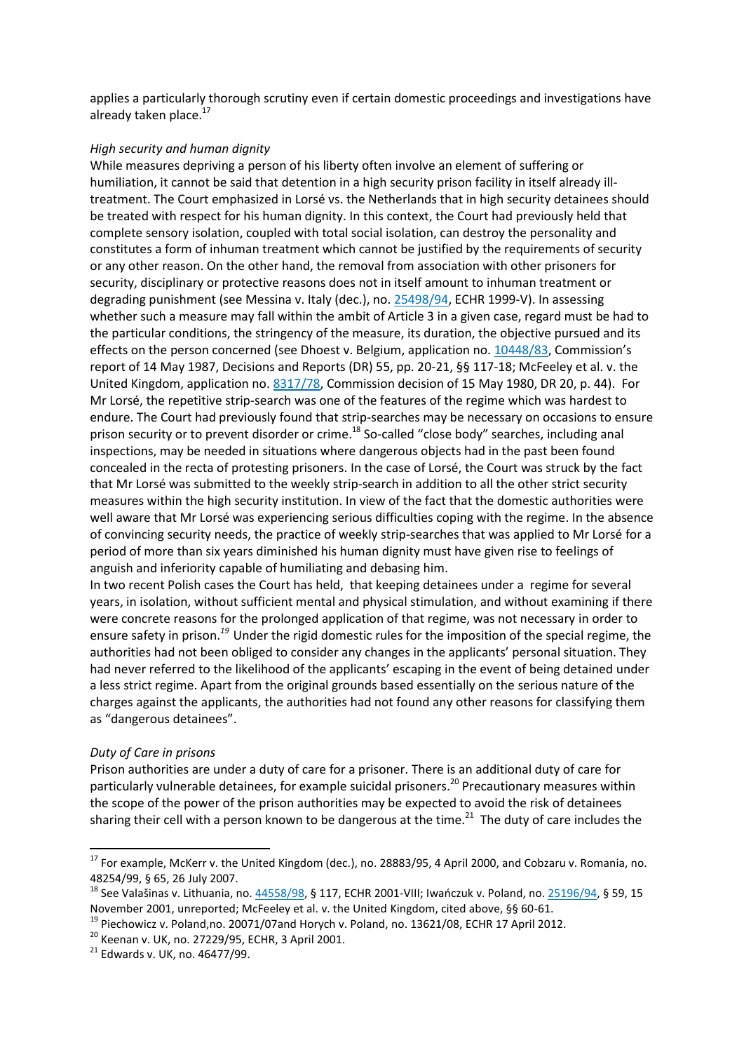applies a particularly thorough scrutiny even if certain domestic proceedings and investigations have already taken place.[17]

*High security and human dignity*

While measures depriving a person of his liberty often involve an element of suffering or humiliation, it cannot be said that detention in a high security prison facility in itself already ill-treatment. The Court emphasized in Lorsé vs. the Netherlands that in high security detainees should be treated with respect for his human dignity. In this context, the Court had previously held that complete sensory isolation, coupled with total social isolation, can destroy the personality and constitutes a form of inhuman treatment which cannot be justified by the requirements of security or any other reason. On the other hand, the removal from association with other prisoners for security, disciplinary or protective reasons does not in itself amount to inhuman treatment or degrading punishment (see Messina v. Italy (dec.), no. 25498/94, ECHR 1999-V). In assessing whether such a measure may fall within the ambit of Article 3 in a given case, regard must be had to the particular conditions, the stringency of the measure, its duration, the objective pursued and its effects on the person concerned (see Dhoest v. Belgium, application no. 10448/83, Commission's report of 14 May 1987, Decisions and Reports (DR) 55, pp. 20-21, §§ 117-18; McFeeley et al. v. the United Kingdom, application no. 8317/78, Commission decision of 15 May 1980, DR 20, p. 44). For Mr Lorsé, the repetitive strip-search was one of the features of the regime which was hardest to endure. The Court had previously found that strip-searches may be necessary on occasions to ensure prison security or to prevent disorder or crime.[18] So-called "close body" searches, including anal inspections, may be needed in situations where dangerous objects had in the past been found concealed in the recta of protesting prisoners. In the case of Lorsé, the Court was struck by the fact that Mr Lorsé was submitted to the weekly strip-search in addition to all the other strict security measures within the high security institution. In view of the fact that the domestic authorities were well aware that Mr Lorsé was experiencing serious difficulties coping with the regime. In the absence of convincing security needs, the practice of weekly strip-searches that was applied to Mr Lorsé for a period of more than six years diminished his human dignity must have given rise to feelings of anguish and inferiority capable of humiliating and debasing him.

In two recent Polish cases the Court has held, that keeping detainees under a regime for several years, in isolation, without sufficient mental and physical stimulation, and without examining if there were concrete reasons for the prolonged application of that regime, was not necessary in order to ensure safety in prison.[19] Under the rigid domestic rules for the imposition of the special regime, the authorities had not been obliged to consider any changes in the applicants' personal situation. They had never referred to the likelihood of the applicants' escaping in the event of being detained under a less strict regime. Apart from the original grounds based essentially on the serious nature of the charges against the applicants, the authorities had not found any other reasons for classifying them as "dangerous detainees".

*Duty of Care in prisons*

Prison authorities are under a duty of care for a prisoner. There is an additional duty of care for particularly vulnerable detainees, for example suicidal prisoners.[20] Precautionary measures within the scope of the power of the prison authorities may be expected to avoid the risk of detainees sharing their cell with a person known to be dangerous at the time.[21] The duty of care includes the

---

[17] For example, McKerr v. the United Kingdom (dec.), no. 28883/95, 4 April 2000, and Cobzaru v. Romania, no. 48254/99, § 65, 26 July 2007.

[18] See Valašinas v. Lithuania, no. 44558/98, § 117, ECHR 2001-VIII; Iwańczuk v. Poland, no. 25196/94, § 59, 15 November 2001, unreported; McFeeley et al. v. the United Kingdom, cited above, §§ 60-61.

[19] Piechowicz v. Poland,no. 20071/07and Horych v. Poland, no. 13621/08, ECHR 17 April 2012.

[20] Keenan v. UK, no. 27229/95, ECHR, 3 April 2001.

[21] Edwards v. UK, no. 46477/99.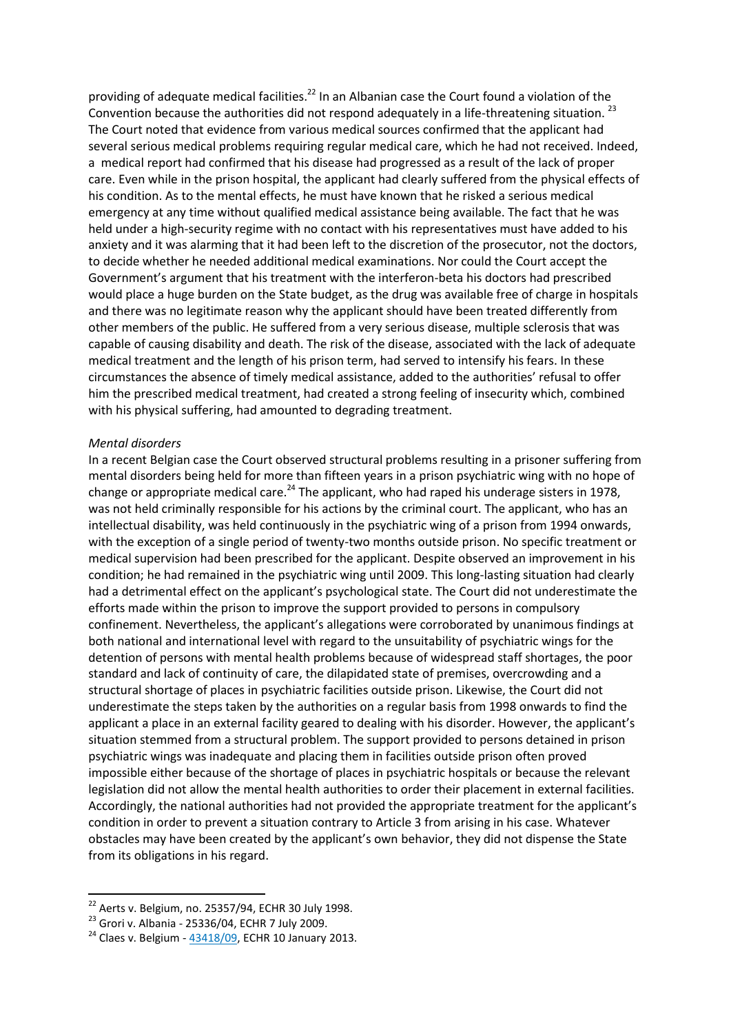providing of adequate medical facilities.[22] In an Albanian case the Court found a violation of the Convention because the authorities did not respond adequately in a life-threatening situation. [23] The Court noted that evidence from various medical sources confirmed that the applicant had several serious medical problems requiring regular medical care, which he had not received. Indeed, a medical report had confirmed that his disease had progressed as a result of the lack of proper care. Even while in the prison hospital, the applicant had clearly suffered from the physical effects of his condition. As to the mental effects, he must have known that he risked a serious medical emergency at any time without qualified medical assistance being available. The fact that he was held under a high-security regime with no contact with his representatives must have added to his anxiety and it was alarming that it had been left to the discretion of the prosecutor, not the doctors, to decide whether he needed additional medical examinations. Nor could the Court accept the Government's argument that his treatment with the interferon-beta his doctors had prescribed would place a huge burden on the State budget, as the drug was available free of charge in hospitals and there was no legitimate reason why the applicant should have been treated differently from other members of the public. He suffered from a very serious disease, multiple sclerosis that was capable of causing disability and death. The risk of the disease, associated with the lack of adequate medical treatment and the length of his prison term, had served to intensify his fears. In these circumstances the absence of timely medical assistance, added to the authorities' refusal to offer him the prescribed medical treatment, had created a strong feeling of insecurity which, combined with his physical suffering, had amounted to degrading treatment.

*Mental disorders*

In a recent Belgian case the Court observed structural problems resulting in a prisoner suffering from mental disorders being held for more than fifteen years in a prison psychiatric wing with no hope of change or appropriate medical care.[24] The applicant, who had raped his underage sisters in 1978, was not held criminally responsible for his actions by the criminal court. The applicant, who has an intellectual disability, was held continuously in the psychiatric wing of a prison from 1994 onwards, with the exception of a single period of twenty-two months outside prison. No specific treatment or medical supervision had been prescribed for the applicant. Despite observed an improvement in his condition; he had remained in the psychiatric wing until 2009. This long-lasting situation had clearly had a detrimental effect on the applicant's psychological state. The Court did not underestimate the efforts made within the prison to improve the support provided to persons in compulsory confinement. Nevertheless, the applicant's allegations were corroborated by unanimous findings at both national and international level with regard to the unsuitability of psychiatric wings for the detention of persons with mental health problems because of widespread staff shortages, the poor standard and lack of continuity of care, the dilapidated state of premises, overcrowding and a structural shortage of places in psychiatric facilities outside prison. Likewise, the Court did not underestimate the steps taken by the authorities on a regular basis from 1998 onwards to find the applicant a place in an external facility geared to dealing with his disorder. However, the applicant's situation stemmed from a structural problem. The support provided to persons detained in prison psychiatric wings was inadequate and placing them in facilities outside prison often proved impossible either because of the shortage of places in psychiatric hospitals or because the relevant legislation did not allow the mental health authorities to order their placement in external facilities. Accordingly, the national authorities had not provided the appropriate treatment for the applicant's condition in order to prevent a situation contrary to Article 3 from arising in his case. Whatever obstacles may have been created by the applicant's own behavior, they did not dispense the State from its obligations in his regard.

---

[22] Aerts v. Belgium, no. 25357/94, ECHR 30 July 1998.

[23] Grori v. Albania - 25336/04, ECHR 7 July 2009.

[24] Claes v. Belgium - 43418/09, ECHR 10 January 2013.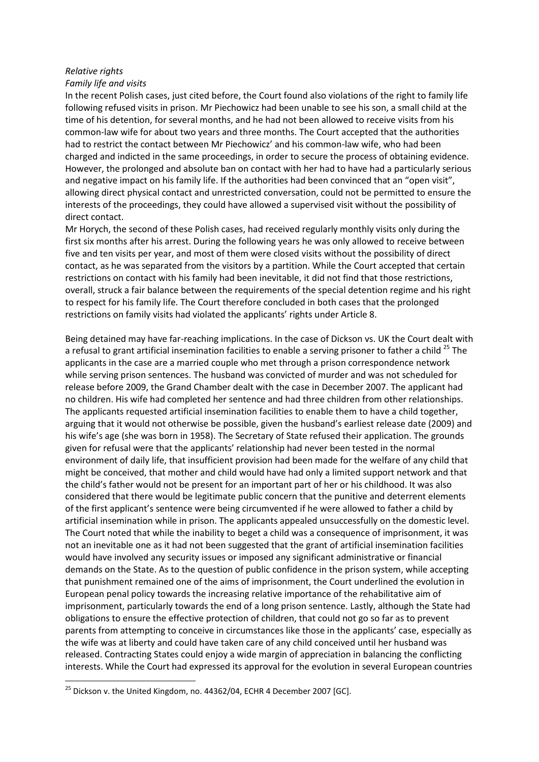*Relative rights*

*Family life and visits*

In the recent Polish cases, just cited before, the Court found also violations of the right to family life following refused visits in prison. Mr Piechowicz had been unable to see his son, a small child at the time of his detention, for several months, and he had not been allowed to receive visits from his common-law wife for about two years and three months. The Court accepted that the authorities had to restrict the contact between Mr Piechowicz' and his common-law wife, who had been charged and indicted in the same proceedings, in order to secure the process of obtaining evidence. However, the prolonged and absolute ban on contact with her had to have had a particularly serious and negative impact on his family life. If the authorities had been convinced that an "open visit", allowing direct physical contact and unrestricted conversation, could not be permitted to ensure the interests of the proceedings, they could have allowed a supervised visit without the possibility of direct contact.

Mr Horych, the second of these Polish cases, had received regularly monthly visits only during the first six months after his arrest. During the following years he was only allowed to receive between five and ten visits per year, and most of them were closed visits without the possibility of direct contact, as he was separated from the visitors by a partition. While the Court accepted that certain restrictions on contact with his family had been inevitable, it did not find that those restrictions, overall, struck a fair balance between the requirements of the special detention regime and his right to respect for his family life. The Court therefore concluded in both cases that the prolonged restrictions on family visits had violated the applicants' rights under Article 8.

Being detained may have far-reaching implications. In the case of Dickson vs. UK the Court dealt with a refusal to grant artificial insemination facilities to enable a serving prisoner to father a child [25] The applicants in the case are a married couple who met through a prison correspondence network while serving prison sentences. The husband was convicted of murder and was not scheduled for release before 2009, the Grand Chamber dealt with the case in December 2007. The applicant had no children. His wife had completed her sentence and had three children from other relationships. The applicants requested artificial insemination facilities to enable them to have a child together, arguing that it would not otherwise be possible, given the husband's earliest release date (2009) and his wife's age (she was born in 1958). The Secretary of State refused their application. The grounds given for refusal were that the applicants' relationship had never been tested in the normal environment of daily life, that insufficient provision had been made for the welfare of any child that might be conceived, that mother and child would have had only a limited support network and that the child's father would not be present for an important part of her or his childhood. It was also considered that there would be legitimate public concern that the punitive and deterrent elements of the first applicant's sentence were being circumvented if he were allowed to father a child by artificial insemination while in prison. The applicants appealed unsuccessfully on the domestic level. The Court noted that while the inability to beget a child was a consequence of imprisonment, it was not an inevitable one as it had not been suggested that the grant of artificial insemination facilities would have involved any security issues or imposed any significant administrative or financial demands on the State. As to the question of public confidence in the prison system, while accepting that punishment remained one of the aims of imprisonment, the Court underlined the evolution in European penal policy towards the increasing relative importance of the rehabilitative aim of imprisonment, particularly towards the end of a long prison sentence. Lastly, although the State had obligations to ensure the effective protection of children, that could not go so far as to prevent parents from attempting to conceive in circumstances like those in the applicants' case, especially as the wife was at liberty and could have taken care of any child conceived until her husband was released. Contracting States could enjoy a wide margin of appreciation in balancing the conflicting interests. While the Court had expressed its approval for the evolution in several European countries

---

[25] Dickson v. the United Kingdom, no. 44362/04, ECHR 4 December 2007 [GC].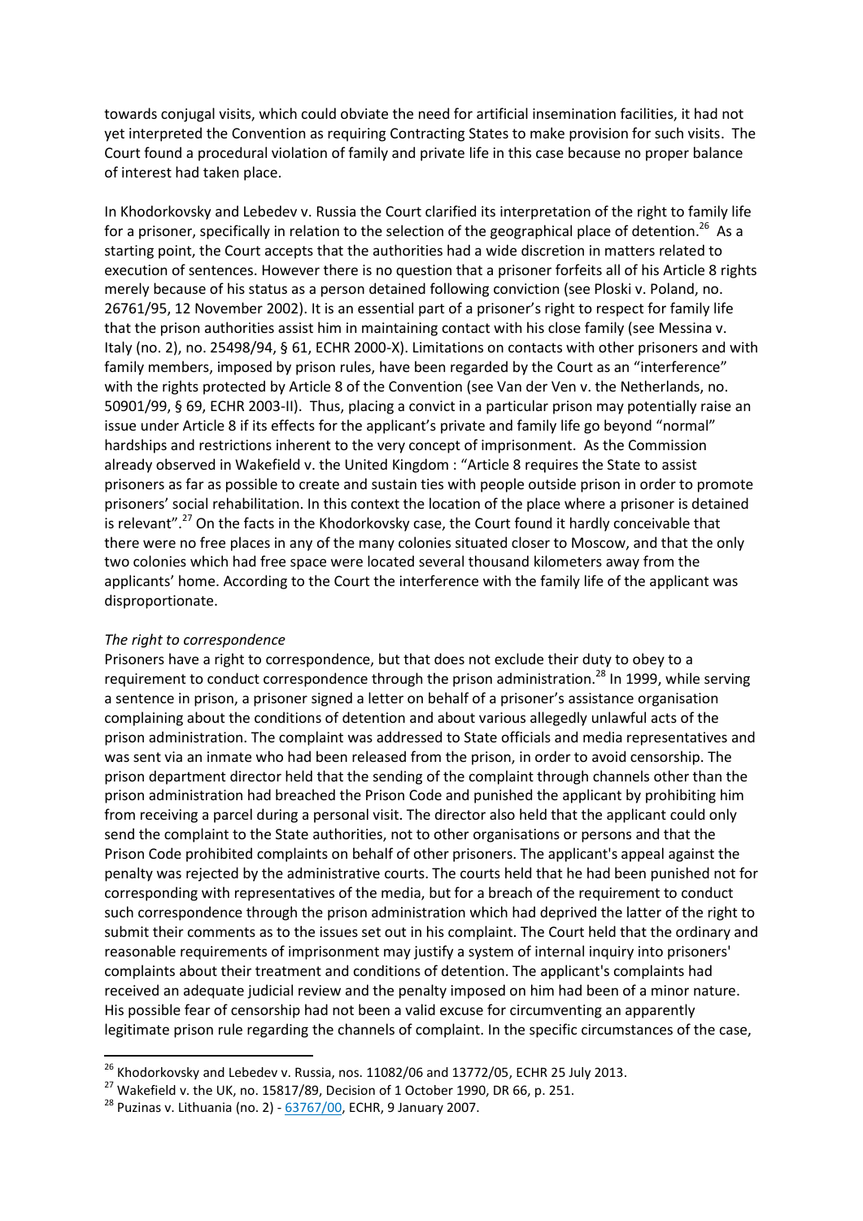towards conjugal visits, which could obviate the need for artificial insemination facilities, it had not yet interpreted the Convention as requiring Contracting States to make provision for such visits. The Court found a procedural violation of family and private life in this case because no proper balance of interest had taken place.

In Khodorkovsky and Lebedev v. Russia the Court clarified its interpretation of the right to family life for a prisoner, specifically in relation to the selection of the geographical place of detention.[26] As a starting point, the Court accepts that the authorities had a wide discretion in matters related to execution of sentences. However there is no question that a prisoner forfeits all of his Article 8 rights merely because of his status as a person detained following conviction (see Ploski v. Poland, no. 26761/95, 12 November 2002). It is an essential part of a prisoner's right to respect for family life that the prison authorities assist him in maintaining contact with his close family (see Messina v. Italy (no. 2), no. 25498/94, § 61, ECHR 2000-X). Limitations on contacts with other prisoners and with family members, imposed by prison rules, have been regarded by the Court as an "interference" with the rights protected by Article 8 of the Convention (see Van der Ven v. the Netherlands, no. 50901/99, § 69, ECHR 2003-II). Thus, placing a convict in a particular prison may potentially raise an issue under Article 8 if its effects for the applicant's private and family life go beyond "normal" hardships and restrictions inherent to the very concept of imprisonment. As the Commission already observed in Wakefield v. the United Kingdom : "Article 8 requires the State to assist prisoners as far as possible to create and sustain ties with people outside prison in order to promote prisoners' social rehabilitation. In this context the location of the place where a prisoner is detained is relevant".[27] On the facts in the Khodorkovsky case, the Court found it hardly conceivable that there were no free places in any of the many colonies situated closer to Moscow, and that the only two colonies which had free space were located several thousand kilometers away from the applicants' home. According to the Court the interference with the family life of the applicant was disproportionate.

*The right to correspondence*

Prisoners have a right to correspondence, but that does not exclude their duty to obey to a requirement to conduct correspondence through the prison administration.[28] In 1999, while serving a sentence in prison, a prisoner signed a letter on behalf of a prisoner's assistance organisation complaining about the conditions of detention and about various allegedly unlawful acts of the prison administration. The complaint was addressed to State officials and media representatives and was sent via an inmate who had been released from the prison, in order to avoid censorship. The prison department director held that the sending of the complaint through channels other than the prison administration had breached the Prison Code and punished the applicant by prohibiting him from receiving a parcel during a personal visit. The director also held that the applicant could only send the complaint to the State authorities, not to other organisations or persons and that the Prison Code prohibited complaints on behalf of other prisoners. The applicant's appeal against the penalty was rejected by the administrative courts. The courts held that he had been punished not for corresponding with representatives of the media, but for a breach of the requirement to conduct such correspondence through the prison administration which had deprived the latter of the right to submit their comments as to the issues set out in his complaint. The Court held that the ordinary and reasonable requirements of imprisonment may justify a system of internal inquiry into prisoners' complaints about their treatment and conditions of detention. The applicant's complaints had received an adequate judicial review and the penalty imposed on him had been of a minor nature. His possible fear of censorship had not been a valid excuse for circumventing an apparently legitimate prison rule regarding the channels of complaint. In the specific circumstances of the case,

---

[26] Khodorkovsky and Lebedev v. Russia, nos. 11082/06 and 13772/05, ECHR 25 July 2013.

[27] Wakefield v. the UK, no. 15817/89, Decision of 1 October 1990, DR 66, p. 251.

[28] Puzinas v. Lithuania (no. 2) - 63767/00, ECHR, 9 January 2007.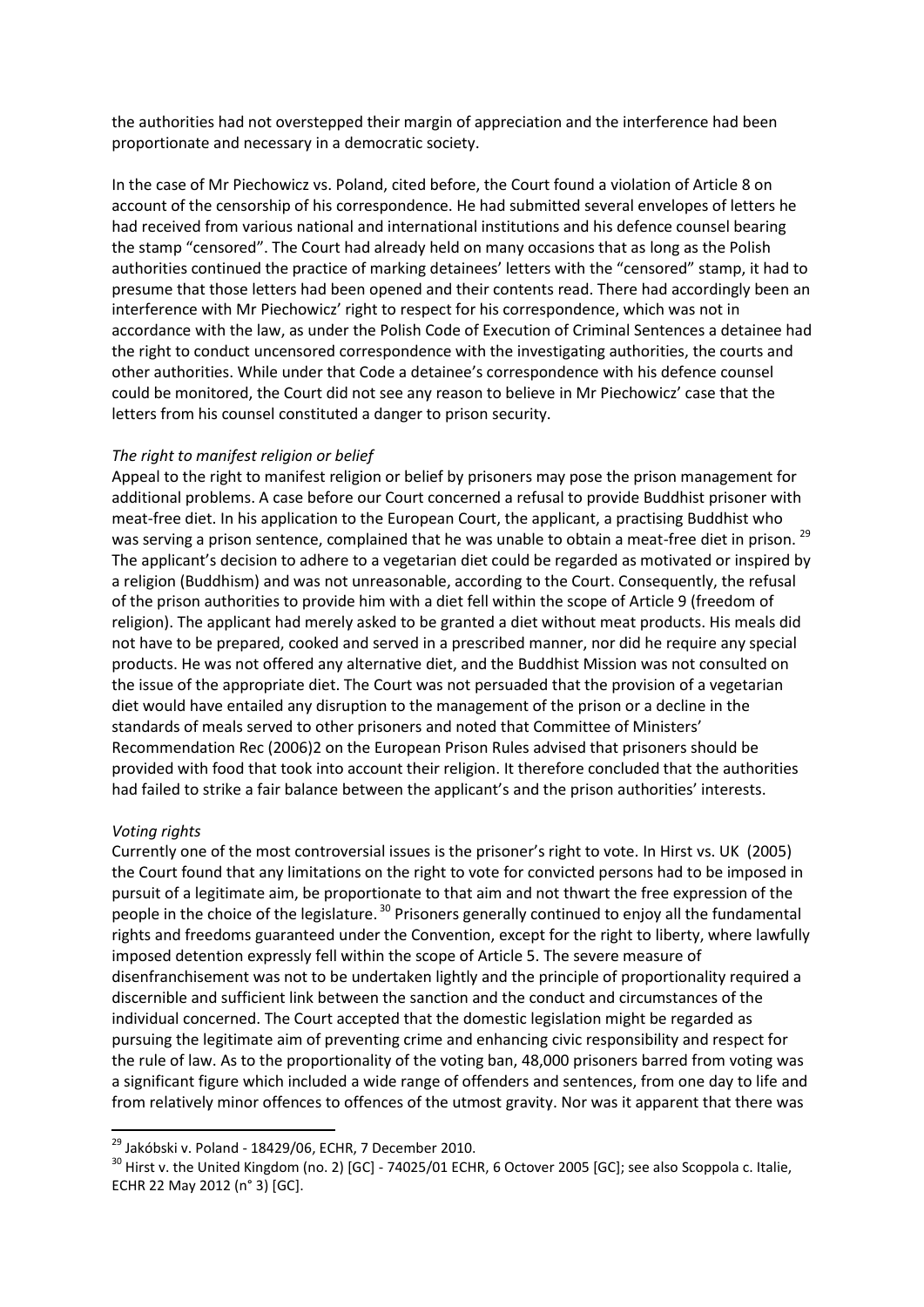the authorities had not overstepped their margin of appreciation and the interference had been proportionate and necessary in a democratic society.

In the case of Mr Piechowicz vs. Poland, cited before, the Court found a violation of Article 8 on account of the censorship of his correspondence. He had submitted several envelopes of letters he had received from various national and international institutions and his defence counsel bearing the stamp "censored". The Court had already held on many occasions that as long as the Polish authorities continued the practice of marking detainees' letters with the "censored" stamp, it had to presume that those letters had been opened and their contents read. There had accordingly been an interference with Mr Piechowicz' right to respect for his correspondence, which was not in accordance with the law, as under the Polish Code of Execution of Criminal Sentences a detainee had the right to conduct uncensored correspondence with the investigating authorities, the courts and other authorities. While under that Code a detainee's correspondence with his defence counsel could be monitored, the Court did not see any reason to believe in Mr Piechowicz' case that the letters from his counsel constituted a danger to prison security.

*The right to manifest religion or belief*

Appeal to the right to manifest religion or belief by prisoners may pose the prison management for additional problems. A case before our Court concerned a refusal to provide Buddhist prisoner with meat-free diet. In his application to the European Court, the applicant, a practising Buddhist who was serving a prison sentence, complained that he was unable to obtain a meat-free diet in prison. [29] The applicant's decision to adhere to a vegetarian diet could be regarded as motivated or inspired by a religion (Buddhism) and was not unreasonable, according to the Court. Consequently, the refusal of the prison authorities to provide him with a diet fell within the scope of Article 9 (freedom of religion). The applicant had merely asked to be granted a diet without meat products. His meals did not have to be prepared, cooked and served in a prescribed manner, nor did he require any special products. He was not offered any alternative diet, and the Buddhist Mission was not consulted on the issue of the appropriate diet. The Court was not persuaded that the provision of a vegetarian diet would have entailed any disruption to the management of the prison or a decline in the standards of meals served to other prisoners and noted that Committee of Ministers' Recommendation Rec (2006)2 on the European Prison Rules advised that prisoners should be provided with food that took into account their religion. It therefore concluded that the authorities had failed to strike a fair balance between the applicant's and the prison authorities' interests.

*Voting rights*

Currently one of the most controversial issues is the prisoner's right to vote. In Hirst vs. UK (2005) the Court found that any limitations on the right to vote for convicted persons had to be imposed in pursuit of a legitimate aim, be proportionate to that aim and not thwart the free expression of the people in the choice of the legislature. [30] Prisoners generally continued to enjoy all the fundamental rights and freedoms guaranteed under the Convention, except for the right to liberty, where lawfully imposed detention expressly fell within the scope of Article 5. The severe measure of disenfranchisement was not to be undertaken lightly and the principle of proportionality required a discernible and sufficient link between the sanction and the conduct and circumstances of the individual concerned. The Court accepted that the domestic legislation might be regarded as pursuing the legitimate aim of preventing crime and enhancing civic responsibility and respect for the rule of law. As to the proportionality of the voting ban, 48,000 prisoners barred from voting was a significant figure which included a wide range of offenders and sentences, from one day to life and from relatively minor offences to offences of the utmost gravity. Nor was it apparent that there was

---

[29] Jakóbski v. Poland - 18429/06, ECHR, 7 December 2010.

[30] Hirst v. the United Kingdom (no. 2) [GC] - 74025/01 ECHR, 6 Octover 2005 [GC]; see also Scoppola c. Italie, ECHR 22 May 2012 (n° 3) [GC].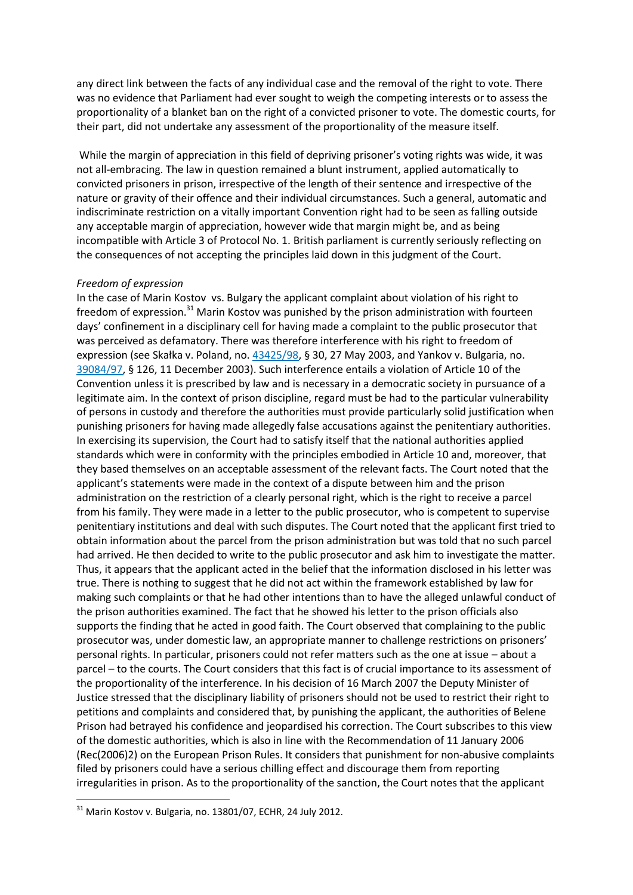any direct link between the facts of any individual case and the removal of the right to vote. There was no evidence that Parliament had ever sought to weigh the competing interests or to assess the proportionality of a blanket ban on the right of a convicted prisoner to vote. The domestic courts, for their part, did not undertake any assessment of the proportionality of the measure itself.

While the margin of appreciation in this field of depriving prisoner's voting rights was wide, it was not all-embracing. The law in question remained a blunt instrument, applied automatically to convicted prisoners in prison, irrespective of the length of their sentence and irrespective of the nature or gravity of their offence and their individual circumstances. Such a general, automatic and indiscriminate restriction on a vitally important Convention right had to be seen as falling outside any acceptable margin of appreciation, however wide that margin might be, and as being incompatible with Article 3 of Protocol No. 1. British parliament is currently seriously reflecting on the consequences of not accepting the principles laid down in this judgment of the Court.

*Freedom of expression*

In the case of Marin Kostov vs. Bulgaria the applicant complaint about violation of his right to freedom of expression.[31] Marin Kostov was punished by the prison administration with fourteen days' confinement in a disciplinary cell for having made a complaint to the public prosecutor that was perceived as defamatory. There was therefore interference with his right to freedom of expression (see Skałka v. Poland, no. 43425/98, § 30, 27 May 2003, and Yankov v. Bulgaria, no. 39084/97, § 126, 11 December 2003). Such interference entails a violation of Article 10 of the Convention unless it is prescribed by law and is necessary in a democratic society in pursuance of a legitimate aim. In the context of prison discipline, regard must be had to the particular vulnerability of persons in custody and therefore the authorities must provide particularly solid justification when punishing prisoners for having made allegedly false accusations against the penitentiary authorities. In exercising its supervision, the Court had to satisfy itself that the national authorities applied standards which were in conformity with the principles embodied in Article 10 and, moreover, that they based themselves on an acceptable assessment of the relevant facts. The Court noted that the applicant's statements were made in the context of a dispute between him and the prison administration on the restriction of a clearly personal right, which is the right to receive a parcel from his family. They were made in a letter to the public prosecutor, who is competent to supervise penitentiary institutions and deal with such disputes. The Court noted that the applicant first tried to obtain information about the parcel from the prison administration but was told that no such parcel had arrived. He then decided to write to the public prosecutor and ask him to investigate the matter. Thus, it appears that the applicant acted in the belief that the information disclosed in his letter was true. There is nothing to suggest that he did not act within the framework established by law for making such complaints or that he had other intentions than to have the alleged unlawful conduct of the prison authorities examined. The fact that he showed his letter to the prison officials also supports the finding that he acted in good faith. The Court observed that complaining to the public prosecutor was, under domestic law, an appropriate manner to challenge restrictions on prisoners' personal rights. In particular, prisoners could not refer matters such as the one at issue – about a parcel – to the courts. The Court considers that this fact is of crucial importance to its assessment of the proportionality of the interference. In his decision of 16 March 2007 the Deputy Minister of Justice stressed that the disciplinary liability of prisoners should not be used to restrict their right to petitions and complaints and considered that, by punishing the applicant, the authorities of Belene Prison had betrayed his confidence and jeopardised his correction. The Court subscribes to this view of the domestic authorities, which is also in line with the Recommendation of 11 January 2006 (Rec(2006)2) on the European Prison Rules. It considers that punishment for non-abusive complaints filed by prisoners could have a serious chilling effect and discourage them from reporting irregularities in prison. As to the proportionality of the sanction, the Court notes that the applicant

[31] Marin Kostov v. Bulgaria, no. 13801/07, ECHR, 24 July 2012.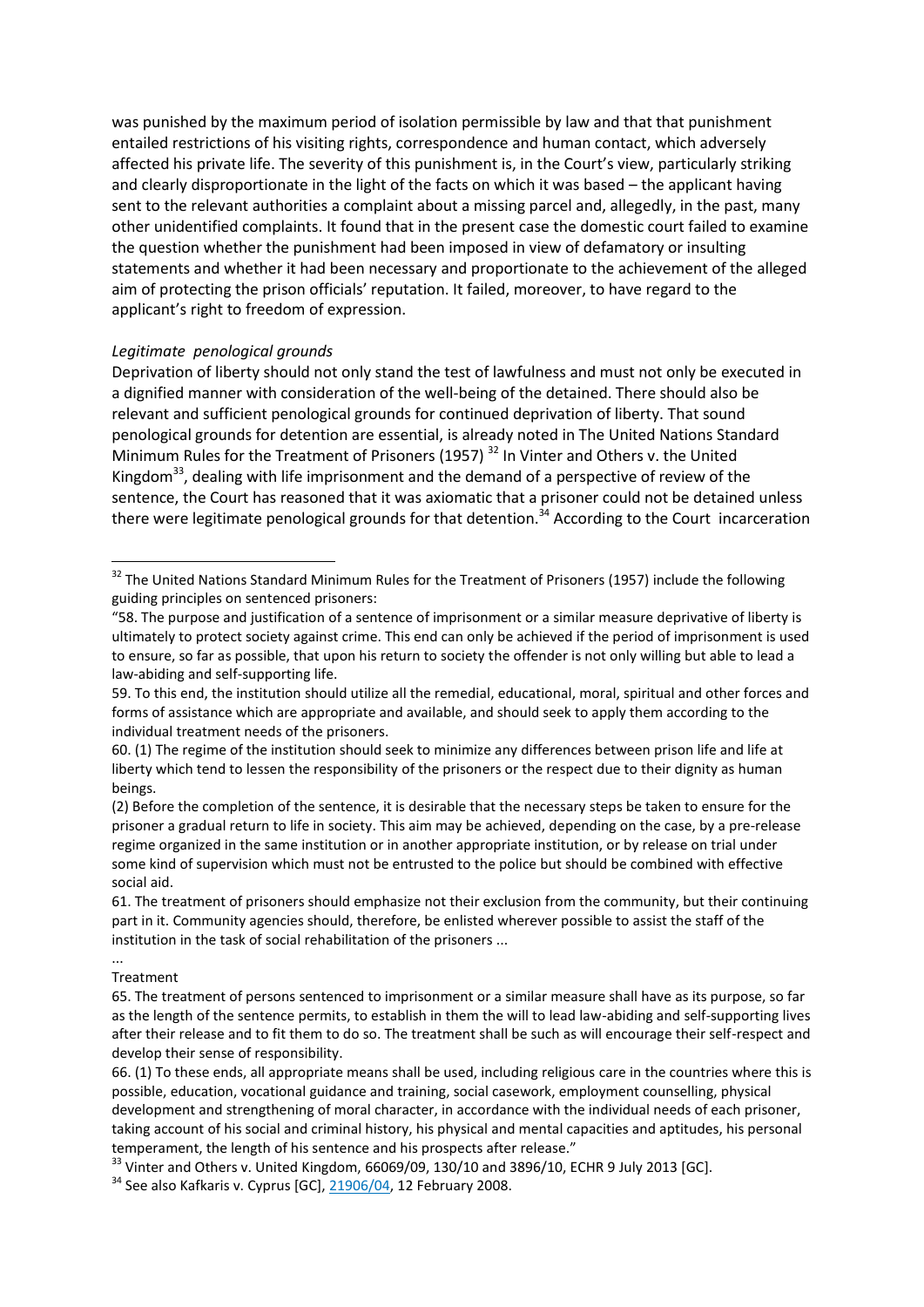was punished by the maximum period of isolation permissible by law and that that punishment entailed restrictions of his visiting rights, correspondence and human contact, which adversely affected his private life. The severity of this punishment is, in the Court's view, particularly striking and clearly disproportionate in the light of the facts on which it was based – the applicant having sent to the relevant authorities a complaint about a missing parcel and, allegedly, in the past, many other unidentified complaints. It found that in the present case the domestic court failed to examine the question whether the punishment had been imposed in view of defamatory or insulting statements and whether it had been necessary and proportionate to the achievement of the alleged aim of protecting the prison officials' reputation. It failed, moreover, to have regard to the applicant's right to freedom of expression.

*Legitimate penological grounds*

Deprivation of liberty should not only stand the test of lawfulness and must not only be executed in a dignified manner with consideration of the well-being of the detained. There should also be relevant and sufficient penological grounds for continued deprivation of liberty. That sound penological grounds for detention are essential, is already noted in The United Nations Standard Minimum Rules for the Treatment of Prisoners (1957) [32] In Vinter and Others v. the United Kingdom[33], dealing with life imprisonment and the demand of a perspective of review of the sentence, the Court has reasoned that it was axiomatic that a prisoner could not be detained unless there were legitimate penological grounds for that detention.[34] According to the Court incarceration

---

[32] The United Nations Standard Minimum Rules for the Treatment of Prisoners (1957) include the following guiding principles on sentenced prisoners:

"58. The purpose and justification of a sentence of imprisonment or a similar measure deprivative of liberty is ultimately to protect society against crime. This end can only be achieved if the period of imprisonment is used to ensure, so far as possible, that upon his return to society the offender is not only willing but able to lead a law-abiding and self-supporting life.

59. To this end, the institution should utilize all the remedial, educational, moral, spiritual and other forces and forms of assistance which are appropriate and available, and should seek to apply them according to the individual treatment needs of the prisoners.

60. (1) The regime of the institution should seek to minimize any differences between prison life and life at liberty which tend to lessen the responsibility of the prisoners or the respect due to their dignity as human beings.

(2) Before the completion of the sentence, it is desirable that the necessary steps be taken to ensure for the prisoner a gradual return to life in society. This aim may be achieved, depending on the case, by a pre-release regime organized in the same institution or in another appropriate institution, or by release on trial under some kind of supervision which must not be entrusted to the police but should be combined with effective social aid.

61. The treatment of prisoners should emphasize not their exclusion from the community, but their continuing part in it. Community agencies should, therefore, be enlisted wherever possible to assist the staff of the institution in the task of social rehabilitation of the prisoners ...

...

Treatment

65. The treatment of persons sentenced to imprisonment or a similar measure shall have as its purpose, so far as the length of the sentence permits, to establish in them the will to lead law-abiding and self-supporting lives after their release and to fit them to do so. The treatment shall be such as will encourage their self-respect and develop their sense of responsibility.

66. (1) To these ends, all appropriate means shall be used, including religious care in the countries where this is possible, education, vocational guidance and training, social casework, employment counselling, physical development and strengthening of moral character, in accordance with the individual needs of each prisoner, taking account of his social and criminal history, his physical and mental capacities and aptitudes, his personal temperament, the length of his sentence and his prospects after release."

[33] Vinter and Others v. United Kingdom, 66069/09, 130/10 and 3896/10, ECHR 9 July 2013 [GC].

[34] See also Kafkaris v. Cyprus [GC], 21906/04, 12 February 2008.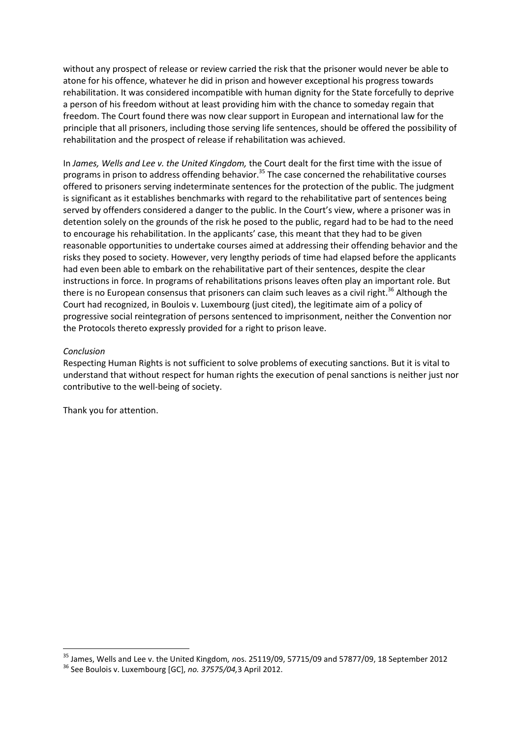without any prospect of release or review carried the risk that the prisoner would never be able to atone for his offence, whatever he did in prison and however exceptional his progress towards rehabilitation. It was considered incompatible with human dignity for the State forcefully to deprive a person of his freedom without at least providing him with the chance to someday regain that freedom. The Court found there was now clear support in European and international law for the principle that all prisoners, including those serving life sentences, should be offered the possibility of rehabilitation and the prospect of release if rehabilitation was achieved.

In *James, Wells and Lee v. the United Kingdom,* the Court dealt for the first time with the issue of programs in prison to address offending behavior.[35] The case concerned the rehabilitative courses offered to prisoners serving indeterminate sentences for the protection of the public. The judgment is significant as it establishes benchmarks with regard to the rehabilitative part of sentences being served by offenders considered a danger to the public. In the Court's view, where a prisoner was in detention solely on the grounds of the risk he posed to the public, regard had to be had to the need to encourage his rehabilitation. In the applicants' case, this meant that they had to be given reasonable opportunities to undertake courses aimed at addressing their offending behavior and the risks they posed to society. However, very lengthy periods of time had elapsed before the applicants had even been able to embark on the rehabilitative part of their sentences, despite the clear instructions in force. In programs of rehabilitations prisons leaves often play an important role. But there is no European consensus that prisoners can claim such leaves as a civil right.[36] Although the Court had recognized, in Boulois v. Luxembourg (just cited), the legitimate aim of a policy of progressive social reintegration of persons sentenced to imprisonment, neither the Convention nor the Protocols thereto expressly provided for a right to prison leave.

*Conclusion*

Respecting Human Rights is not sufficient to solve problems of executing sanctions. But it is vital to understand that without respect for human rights the execution of penal sanctions is neither just nor contributive to the well-being of society.

Thank you for attention.

---

[35] James, Wells and Lee v. the United Kingdom*, no*s. 25119/09, 57715/09 and 57877/09, 18 September 2012

[36] See Boulois v. Luxembourg [GC], *no. 37575/04,*3 April 2012.